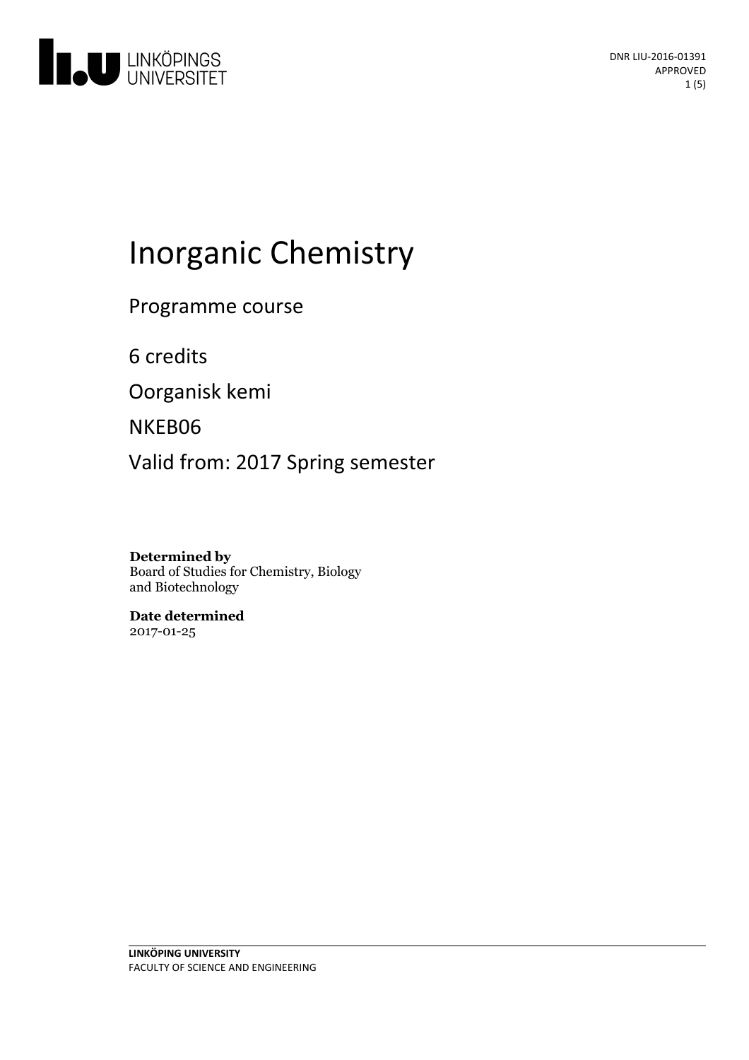DNR LIU-2016-01391
APPROVED

# Inorganic Chemistry

Programme course

6 credits

Oorganisk kemi

NKEB06

Valid from: 2017 Spring semester

**Determined by**
Board of Studies for Chemistry, Biology and Biotechnology

**Date determined**
2017-01-25

**LINKÖPING UNIVERSITY**
FACULTY OF SCIENCE AND ENGINEERING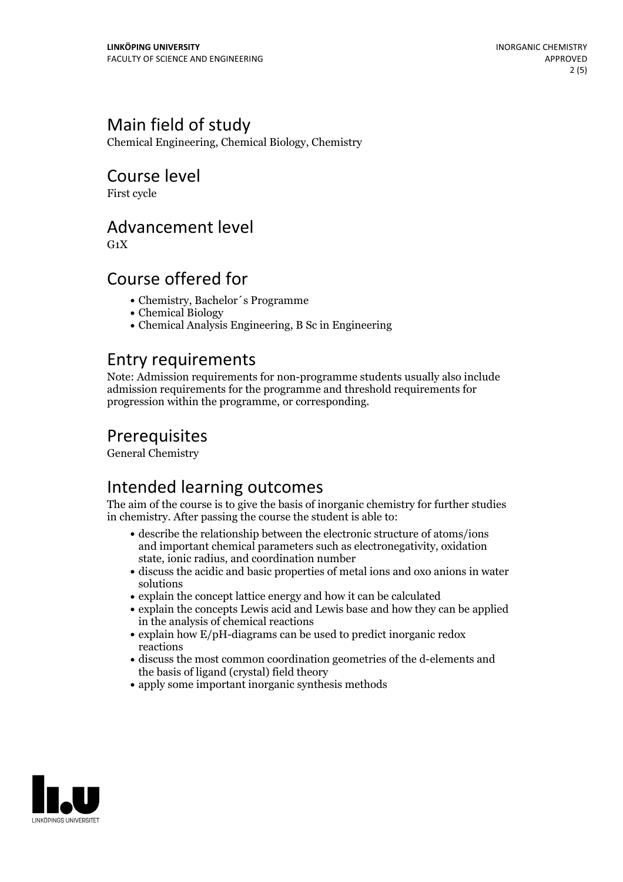## Main field of study

Chemical Engineering, Chemical Biology, Chemistry

## Course level

First cycle

## Advancement level

G1X

## Course offered for

- Chemistry, Bachelor´s Programme
- Chemical Biology
- Chemical Analysis Engineering, B Sc in Engineering

## Entry requirements

Note: Admission requirements for non-programme students usually also include admission requirements for the programme and threshold requirements for progression within the programme, or corresponding.

## Prerequisites

General Chemistry

## Intended learning outcomes

The aim of the course is to give the basis of inorganic chemistry for further studies in chemistry. After passing the course the student is able to:

- describe the relationship between the electronic structure of atoms/ions and important chemical parameters such as electronegativity, oxidation state, ionic radius, and coordination number
- discuss the acidic and basic properties of metal ions and oxo anions in water solutions
- explain the concept lattice energy and how it can be calculated
- explain the concepts Lewis acid and Lewis base and how they can be applied in the analysis of chemical reactions
- explain how E/pH-diagrams can be used to predict inorganic redox reactions
- discuss the most common coordination geometries of the d-elements and the basis of ligand (crystal) field theory
- apply some important inorganic synthesis methods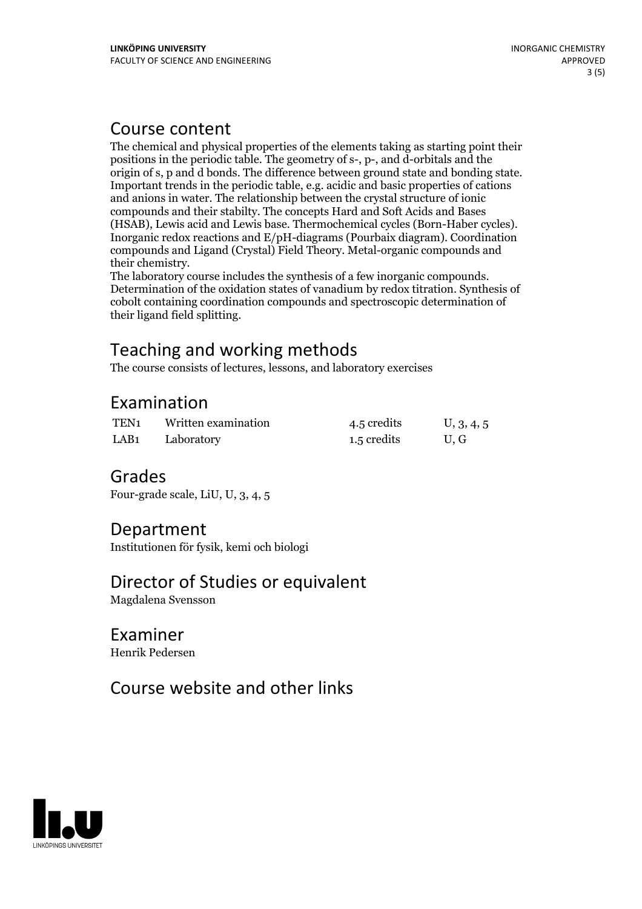## Course content

The chemical and physical properties of the elements taking as starting point their positions in the periodic table. The geometry of s-, p-, and d-orbitals and the origin of s, p and d bonds. The difference between ground state and bonding state. Important trends in the periodic table, e.g. acidic and basic properties of cations and anions in water. The relationship between the crystal structure of ionic compounds and their stabilty. The concepts Hard and Soft Acids and Bases (HSAB), Lewis acid and Lewis base. Thermochemical cycles (Born-Haber cycles). Inorganic redox reactions and E/pH-diagrams (Pourbaix diagram). Coordination compounds and Ligand (Crystal) Field Theory. Metal-organic compounds and their chemistry.

The laboratory course includes the synthesis of a few inorganic compounds. Determination of the oxidation states of vanadium by redox titration. Synthesis of cobolt containing coordination compounds and spectroscopic determination of their ligand field splitting.

## Teaching and working methods

The course consists of lectures, lessons, and laboratory exercises

## Examination

| | | | |
|---|---|---|---|
| TEN1 | Written examination | 4.5 credits | U, 3, 4, 5 |
| LAB1 | Laboratory | 1.5 credits | U, G |

## Grades

Four-grade scale, LiU, U, 3, 4, 5

## Department

Institutionen för fysik, kemi och biologi

## Director of Studies or equivalent

Magdalena Svensson

## Examiner

Henrik Pedersen

## Course website and other links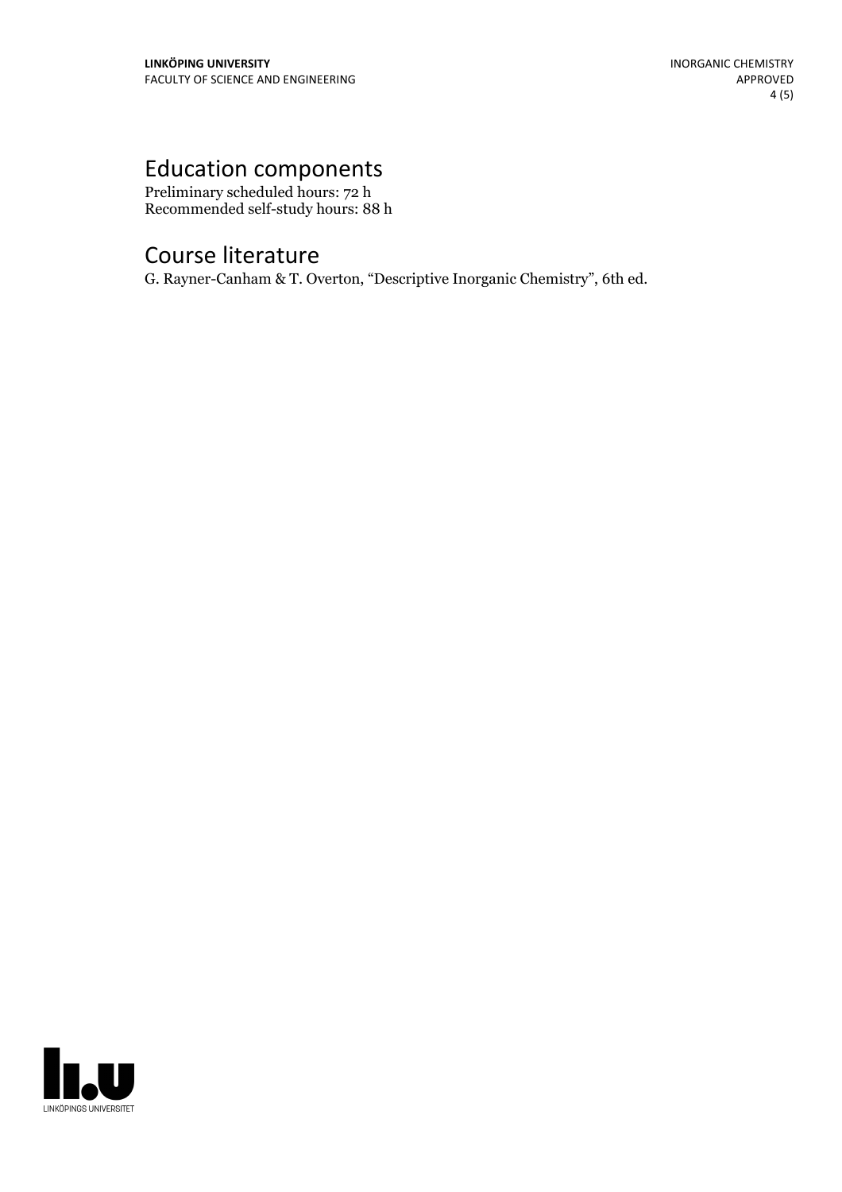# Education components

Preliminary scheduled hours: 72 h
Recommended self-study hours: 88 h

# Course literature

G. Rayner-Canham & T. Overton, "Descriptive Inorganic Chemistry", 6th ed.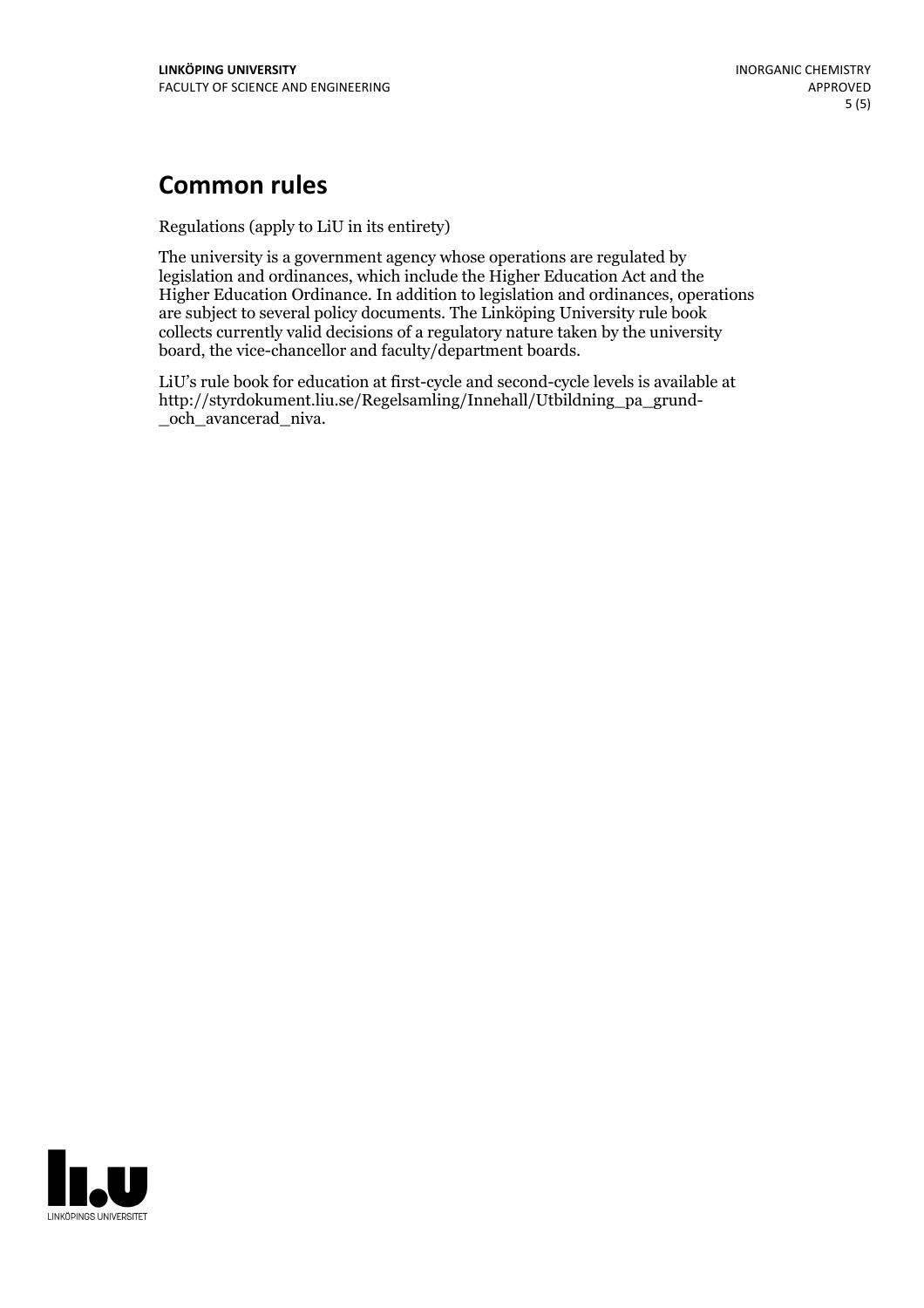## Common rules

Regulations (apply to LiU in its entirety)

The university is a government agency whose operations are regulated by legislation and ordinances, which include the Higher Education Act and the Higher Education Ordinance. In addition to legislation and ordinances, operations are subject to several policy documents. The Linköping University rule book collects currently valid decisions of a regulatory nature taken by the university board, the vice-chancellor and faculty/department boards.

LiU's rule book for education at first-cycle and second-cycle levels is available at http://styrdokument.liu.se/Regelsamling/Innehall/Utbildning_pa_grund-_och_avancerad_niva.